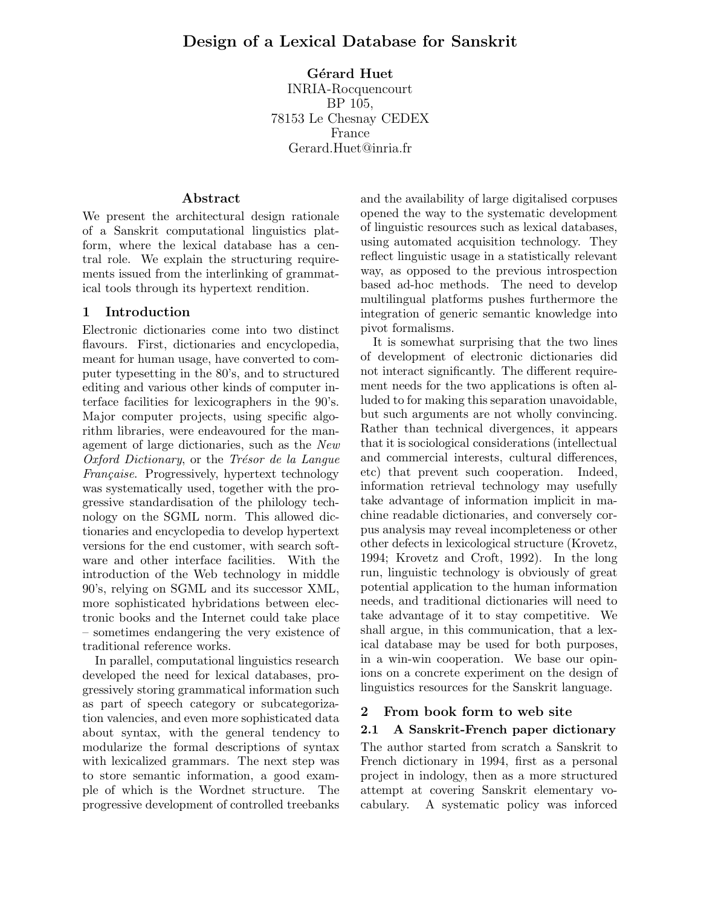# Design of a Lexical Database for Sanskrit

**Gérard Huet**
INRIA-Rocquencourt
BP 105,
78153 Le Chesnay CEDEX
France
Gerard.Huet@inria.fr

## Abstract

We present the architectural design rationale of a Sanskrit computational linguistics platform, where the lexical database has a central role. We explain the structuring requirements issued from the interlinking of grammatical tools through its hypertext rendition.

## 1 Introduction

Electronic dictionaries come into two distinct flavours. First, dictionaries and encyclopedia, meant for human usage, have converted to computer typesetting in the 80's, and to structured editing and various other kinds of computer interface facilities for lexicographers in the 90's. Major computer projects, using specific algorithm libraries, were endeavoured for the management of large dictionaries, such as the *New Oxford Dictionary*, or the *Trésor de la Langue Française*. Progressively, hypertext technology was systematically used, together with the progressive standardisation of the philology technology on the SGML norm. This allowed dictionaries and encyclopedia to develop hypertext versions for the end customer, with search software and other interface facilities. With the introduction of the Web technology in middle 90's, relying on SGML and its successor XML, more sophisticated hybridations between electronic books and the Internet could take place – sometimes endangering the very existence of traditional reference works.

In parallel, computational linguistics research developed the need for lexical databases, progressively storing grammatical information such as part of speech category or subcategorization valencies, and even more sophisticated data about syntax, with the general tendency to modularize the formal descriptions of syntax with lexicalized grammars. The next step was to store semantic information, a good example of which is the Wordnet structure. The progressive development of controlled treebanks and the availability of large digitalised corpuses opened the way to the systematic development of linguistic resources such as lexical databases, using automated acquisition technology. They reflect linguistic usage in a statistically relevant way, as opposed to the previous introspection based ad-hoc methods. The need to develop multilingual platforms pushes furthermore the integration of generic semantic knowledge into pivot formalisms.

It is somewhat surprising that the two lines of development of electronic dictionaries did not interact significantly. The different requirement needs for the two applications is often alluded to for making this separation unavoidable, but such arguments are not wholly convincing. Rather than technical divergences, it appears that it is sociological considerations (intellectual and commercial interests, cultural differences, etc) that prevent such cooperation. Indeed, information retrieval technology may usefully take advantage of information implicit in machine readable dictionaries, and conversely corpus analysis may reveal incompleteness or other other defects in lexicological structure (Krovetz, 1994; Krovetz and Croft, 1992). In the long run, linguistic technology is obviously of great potential application to the human information needs, and traditional dictionaries will need to take advantage of it to stay competitive. We shall argue, in this communication, that a lexical database may be used for both purposes, in a win-win cooperation. We base our opinions on a concrete experiment on the design of linguistics resources for the Sanskrit language.

## 2 From book form to web site

### 2.1 A Sanskrit-French paper dictionary

The author started from scratch a Sanskrit to French dictionary in 1994, first as a personal project in indology, then as a more structured attempt at covering Sanskrit elementary vocabulary. A systematic policy was inforced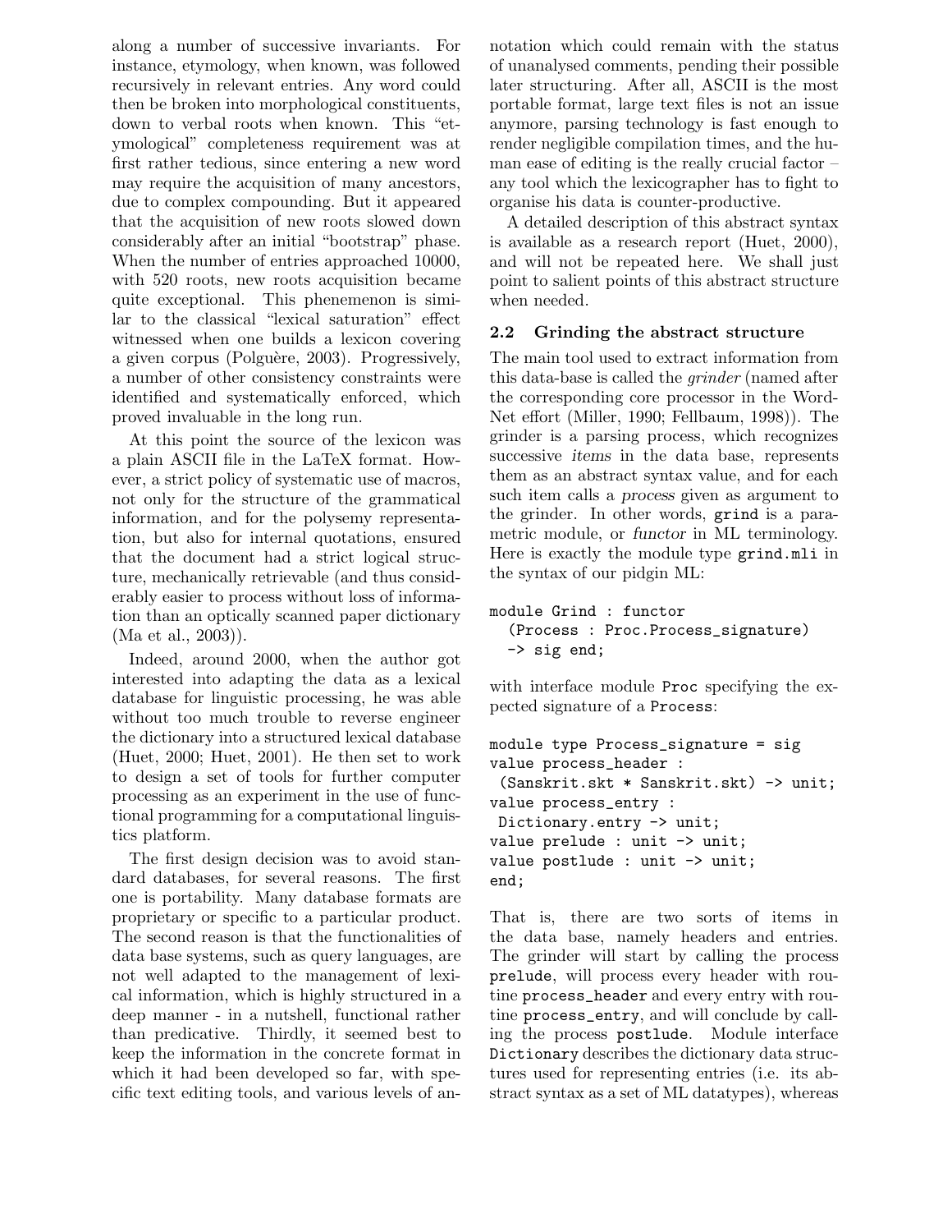along a number of successive invariants. For instance, etymology, when known, was followed recursively in relevant entries. Any word could then be broken into morphological constituents, down to verbal roots when known. This "etymological" completeness requirement was at first rather tedious, since entering a new word may require the acquisition of many ancestors, due to complex compounding. But it appeared that the acquisition of new roots slowed down considerably after an initial "bootstrap" phase. When the number of entries approached 10000, with 520 roots, new roots acquisition became quite exceptional. This phenemenon is similar to the classical "lexical saturation" effect witnessed when one builds a lexicon covering a given corpus (Polguère, 2003). Progressively, a number of other consistency constraints were identified and systematically enforced, which proved invaluable in the long run.

At this point the source of the lexicon was a plain ASCII file in the LaTeX format. However, a strict policy of systematic use of macros, not only for the structure of the grammatical information, and for the polysemy representation, but also for internal quotations, ensured that the document had a strict logical structure, mechanically retrievable (and thus considerably easier to process without loss of information than an optically scanned paper dictionary (Ma et al., 2003)).

Indeed, around 2000, when the author got interested into adapting the data as a lexical database for linguistic processing, he was able without too much trouble to reverse engineer the dictionary into a structured lexical database (Huet, 2000; Huet, 2001). He then set to work to design a set of tools for further computer processing as an experiment in the use of functional programming for a computational linguistics platform.

The first design decision was to avoid standard databases, for several reasons. The first one is portability. Many database formats are proprietary or specific to a particular product. The second reason is that the functionalities of data base systems, such as query languages, are not well adapted to the management of lexical information, which is highly structured in a deep manner - in a nutshell, functional rather than predicative. Thirdly, it seemed best to keep the information in the concrete format in which it had been developed so far, with specific text editing tools, and various levels of annotation which could remain with the status of unanalysed comments, pending their possible later structuring. After all, ASCII is the most portable format, large text files is not an issue anymore, parsing technology is fast enough to render negligible compilation times, and the human ease of editing is the really crucial factor – any tool which the lexicographer has to fight to organise his data is counter-productive.

A detailed description of this abstract syntax is available as a research report (Huet, 2000), and will not be repeated here. We shall just point to salient points of this abstract structure when needed.

### 2.2 Grinding the abstract structure

The main tool used to extract information from this data-base is called the *grinder* (named after the corresponding core processor in the WordNet effort (Miller, 1990; Fellbaum, 1998)). The grinder is a parsing process, which recognizes successive *items* in the data base, represents them as an abstract syntax value, and for each such item calls a *process* given as argument to the grinder. In other words, `grind` is a parametric module, or *functor* in ML terminology. Here is exactly the module type `grind.mli` in the syntax of our pidgin ML:

```
module Grind : functor
  (Process : Proc.Process_signature)
  -> sig end;
```

with interface module `Proc` specifying the expected signature of a `Process`:

```
module type Process_signature = sig
value process_header :
 (Sanskrit.skt * Sanskrit.skt) -> unit;
value process_entry :
 Dictionary.entry -> unit;
value prelude : unit -> unit;
value postlude : unit -> unit;
end;
```

That is, there are two sorts of items in the data base, namely headers and entries. The grinder will start by calling the process `prelude`, will process every header with routine `process_header` and every entry with routine `process_entry`, and will conclude by calling the process `postlude`. Module interface `Dictionary` describes the dictionary data structures used for representing entries (i.e. its abstract syntax as a set of ML datatypes), whereas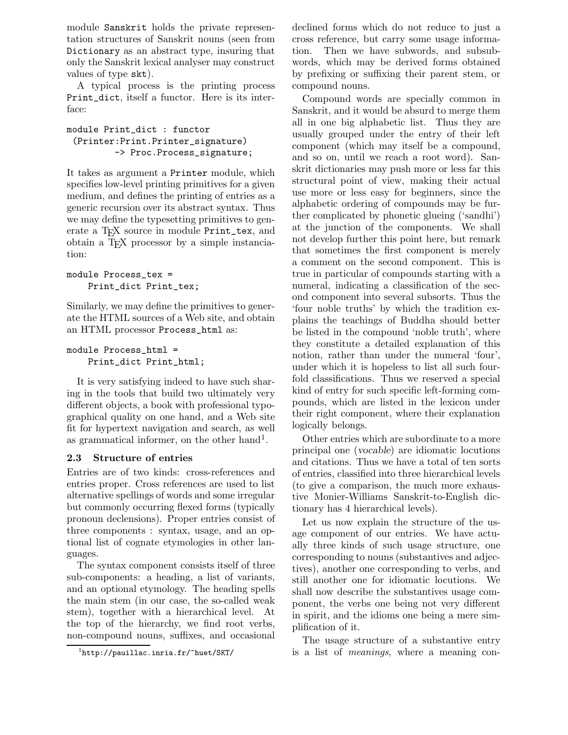module `Sanskrit` holds the private representation structures of Sanskrit nouns (seen from `Dictionary` as an abstract type, insuring that only the Sanskrit lexical analyser may construct values of type `skt`).

A typical process is the printing process `Print_dict`, itself a functor. Here is its interface:

```
module Print_dict : functor
 (Printer:Print.Printer_signature)
        -> Proc.Process_signature;
```

It takes as argument a `Printer` module, which specifies low-level printing primitives for a given medium, and defines the printing of entries as a generic recursion over its abstract syntax. Thus we may define the typesetting primitives to generate a TEX source in module `Print_tex`, and obtain a TEX processor by a simple instanciation:

```
module Process_tex =
    Print_dict Print_tex;
```

Similarly, we may define the primitives to generate the HTML sources of a Web site, and obtain an HTML processor `Process_html` as:

```
module Process_html =
    Print_dict Print_html;
```

It is very satisfying indeed to have such sharing in the tools that build two ultimately very different objects, a book with professional typographical quality on one hand, and a Web site fit for hypertext navigation and search, as well as grammatical informer, on the other hand[1].

### 2.3 Structure of entries

Entries are of two kinds: cross-references and entries proper. Cross references are used to list alternative spellings of words and some irregular but commonly occurring flexed forms (typically pronoun declensions). Proper entries consist of three components : syntax, usage, and an optional list of cognate etymologies in other languages.

The syntax component consists itself of three sub-components: a heading, a list of variants, and an optional etymology. The heading spells the main stem (in our case, the so-called weak stem), together with a hierarchical level. At the top of the hierarchy, we find root verbs, non-compound nouns, suffixes, and occasional declined forms which do not reduce to just a cross reference, but carry some usage information. Then we have subwords, and subsubwords, which may be derived forms obtained by prefixing or suffixing their parent stem, or compound nouns.

Compound words are specially common in Sanskrit, and it would be absurd to merge them all in one big alphabetic list. Thus they are usually grouped under the entry of their left component (which may itself be a compound, and so on, until we reach a root word). Sanskrit dictionaries may push more or less far this structural point of view, making their actual use more or less easy for beginners, since the alphabetic ordering of compounds may be further complicated by phonetic glueing ('sandhi') at the junction of the components. We shall not develop further this point here, but remark that sometimes the first component is merely a comment on the second component. This is true in particular of compounds starting with a numeral, indicating a classification of the second component into several subsorts. Thus the 'four noble truths' by which the tradition explains the teachings of Buddha should better be listed in the compound 'noble truth', where they constitute a detailed explanation of this notion, rather than under the numeral 'four', under which it is hopeless to list all such fourfold classifications. Thus we reserved a special kind of entry for such specific left-forming compounds, which are listed in the lexicon under their right component, where their explanation logically belongs.

Other entries which are subordinate to a more principal one (*vocable*) are idiomatic locutions and citations. Thus we have a total of ten sorts of entries, classified into three hierarchical levels (to give a comparison, the much more exhaustive Monier-Williams Sanskrit-to-English dictionary has 4 hierarchical levels).

Let us now explain the structure of the usage component of our entries. We have actually three kinds of such usage structure, one corresponding to nouns (substantives and adjectives), another one corresponding to verbs, and still another one for idiomatic locutions. We shall now describe the substantives usage component, the verbs one being not very different in spirit, and the idioms one being a mere simplification of it.

The usage structure of a substantive entry is a list of *meanings*, where a meaning con-

[1] `http://pauillac.inria.fr/~huet/SKT/`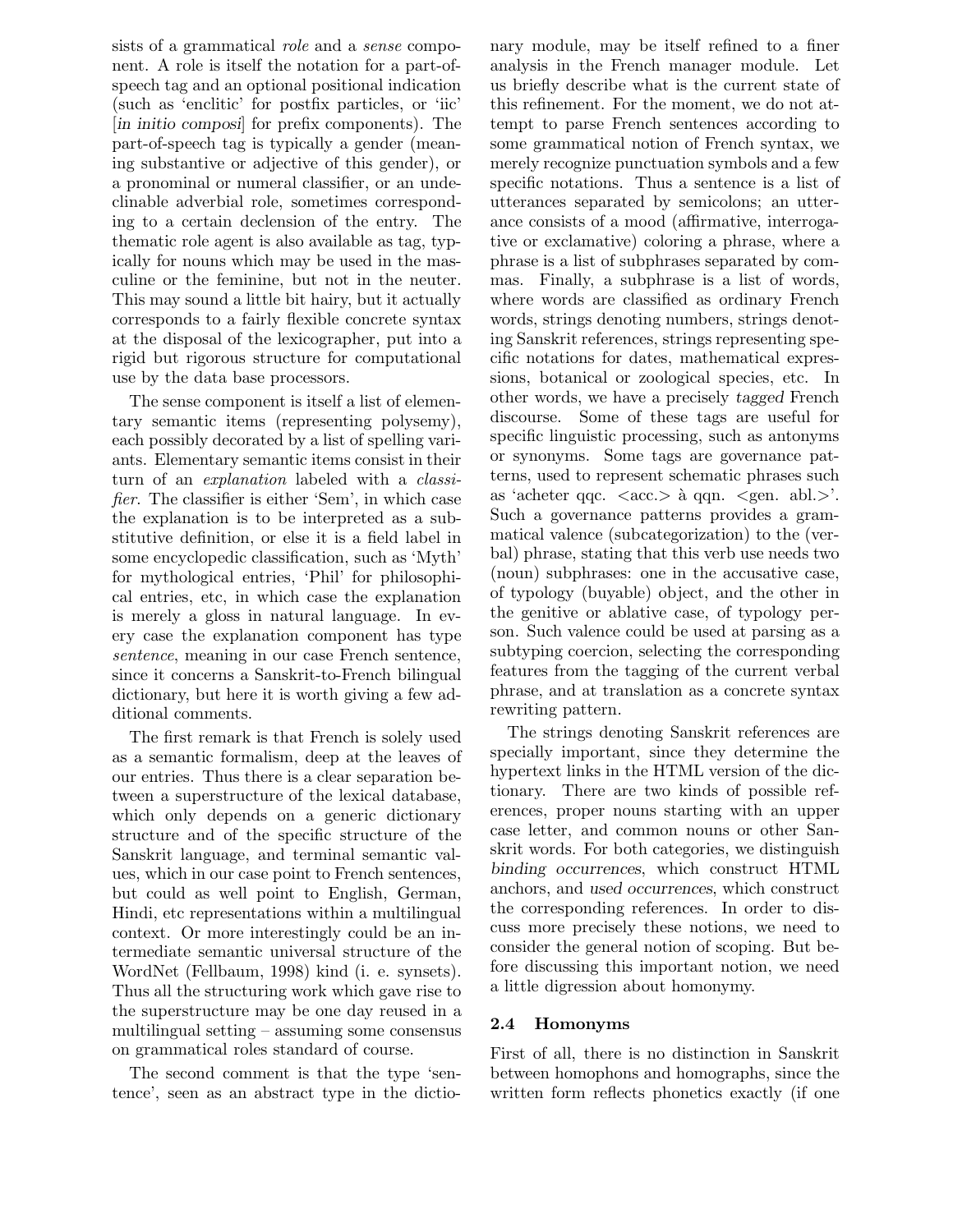sists of a grammatical *role* and a *sense* component. A role is itself the notation for a part-of-speech tag and an optional positional indication (such as 'enclitic' for postfix particles, or 'iic' [*in initio composi*] for prefix components). The part-of-speech tag is typically a gender (meaning substantive or adjective of this gender), or a pronominal or numeral classifier, or an undeclinable adverbial role, sometimes corresponding to a certain declension of the entry. The thematic role agent is also available as tag, typically for nouns which may be used in the masculine or the feminine, but not in the neuter. This may sound a little bit hairy, but it actually corresponds to a fairly flexible concrete syntax at the disposal of the lexicographer, put into a rigid but rigorous structure for computational use by the data base processors.

The sense component is itself a list of elementary semantic items (representing polysemy), each possibly decorated by a list of spelling variants. Elementary semantic items consist in their turn of an *explanation* labeled with a *classifier*. The classifier is either 'Sem', in which case the explanation is to be interpreted as a substitutive definition, or else it is a field label in some encyclopedic classification, such as 'Myth' for mythological entries, 'Phil' for philosophical entries, etc, in which case the explanation is merely a gloss in natural language. In every case the explanation component has type *sentence*, meaning in our case French sentence, since it concerns a Sanskrit-to-French bilingual dictionary, but here it is worth giving a few additional comments.

The first remark is that French is solely used as a semantic formalism, deep at the leaves of our entries. Thus there is a clear separation between a superstructure of the lexical database, which only depends on a generic dictionary structure and of the specific structure of the Sanskrit language, and terminal semantic values, which in our case point to French sentences, but could as well point to English, German, Hindi, etc representations within a multilingual context. Or more interestingly could be an intermediate semantic universal structure of the WordNet (Fellbaum, 1998) kind (i. e. synsets). Thus all the structuring work which gave rise to the superstructure may be one day reused in a multilingual setting – assuming some consensus on grammatical roles standard of course.

The second comment is that the type 'sentence', seen as an abstract type in the dictionary module, may be itself refined to a finer analysis in the French manager module. Let us briefly describe what is the current state of this refinement. For the moment, we do not attempt to parse French sentences according to some grammatical notion of French syntax, we merely recognize punctuation symbols and a few specific notations. Thus a sentence is a list of utterances separated by semicolons; an utterance consists of a mood (affirmative, interrogative or exclamative) coloring a phrase, where a phrase is a list of subphrases separated by commas. Finally, a subphrase is a list of words, where words are classified as ordinary French words, strings denoting numbers, strings denoting Sanskrit references, strings representing specific notations for dates, mathematical expressions, botanical or zoological species, etc. In other words, we have a precisely *tagged* French discourse. Some of these tags are useful for specific linguistic processing, such as antonyms or synonyms. Some tags are governance patterns, used to represent schematic phrases such as 'acheter qqc. <acc.> à qqn. <gen. abl.>'. Such a governance patterns provides a grammatical valence (subcategorization) to the (verbal) phrase, stating that this verb use needs two (noun) subphrases: one in the accusative case, of typology (buyable) object, and the other in the genitive or ablative case, of typology person. Such valence could be used at parsing as a subtyping coercion, selecting the corresponding features from the tagging of the current verbal phrase, and at translation as a concrete syntax rewriting pattern.

The strings denoting Sanskrit references are specially important, since they determine the hypertext links in the HTML version of the dictionary. There are two kinds of possible references, proper nouns starting with an upper case letter, and common nouns or other Sanskrit words. For both categories, we distinguish *binding occurrences*, which construct HTML anchors, and *used occurrences*, which construct the corresponding references. In order to discuss more precisely these notions, we need to consider the general notion of scoping. But before discussing this important notion, we need a little digression about homonymy.

### 2.4 Homonyms

First of all, there is no distinction in Sanskrit between homophons and homographs, since the written form reflects phonetics exactly (if one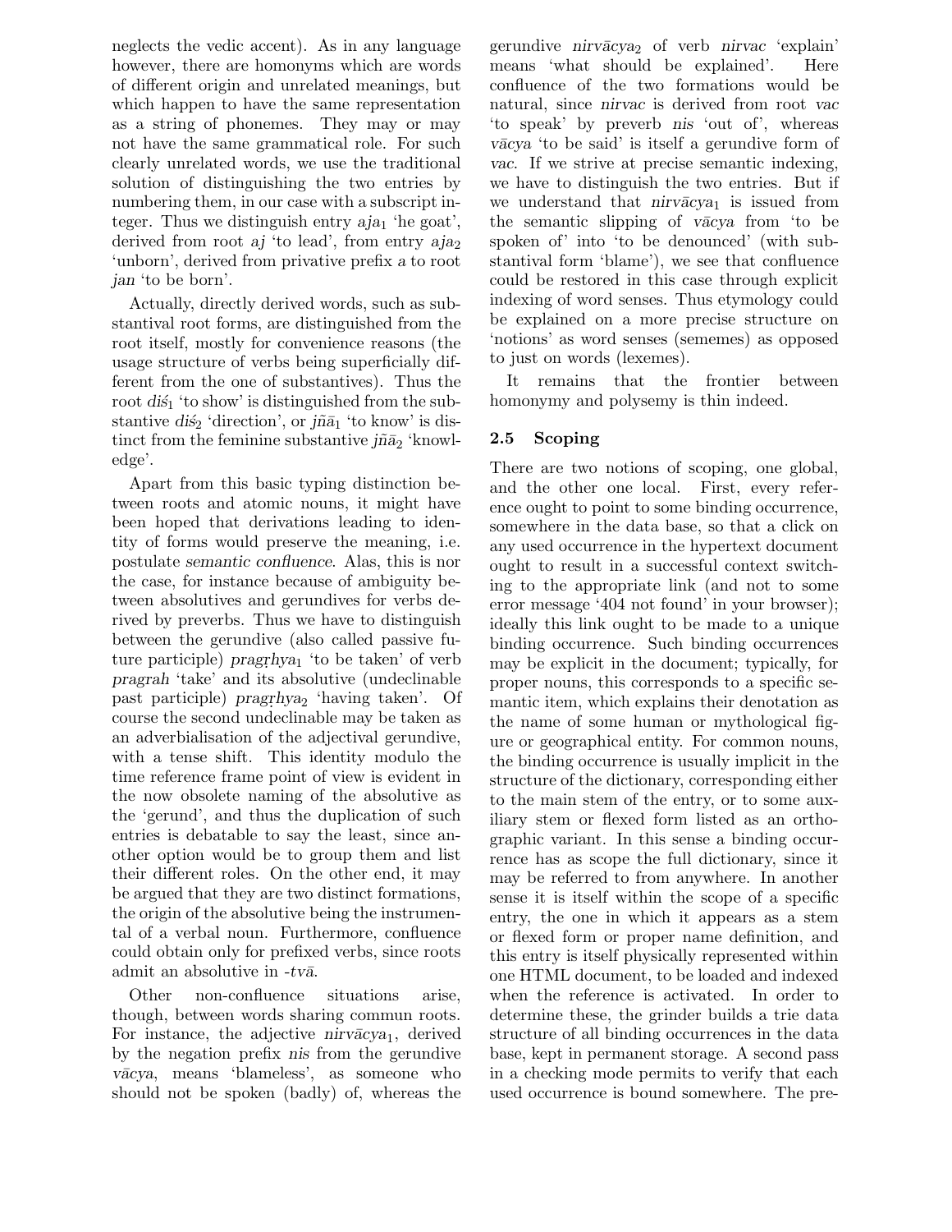neglects the vedic accent). As in any language however, there are homonyms which are words of different origin and unrelated meanings, but which happen to have the same representation as a string of phonemes. They may or may not have the same grammatical role. For such clearly unrelated words, we use the traditional solution of distinguishing the two entries by numbering them, in our case with a subscript integer. Thus we distinguish entry *aja*$_1$ 'he goat', derived from root *aj* 'to lead', from entry *aja*$_2$ 'unborn', derived from privative prefix *a* to root *jan* 'to be born'.

Actually, directly derived words, such as substantival root forms, are distinguished from the root itself, mostly for convenience reasons (the usage structure of verbs being superficially different from the one of substantives). Thus the root *diś*$_1$ 'to show' is distinguished from the substantive *diś*$_2$ 'direction', or *jñā*$_1$ 'to know' is distinct from the feminine substantive *jñā*$_2$ 'knowledge'.

Apart from this basic typing distinction between roots and atomic nouns, it might have been hoped that derivations leading to identity of forms would preserve the meaning, i.e. postulate *semantic confluence*. Alas, this is nor the case, for instance because of ambiguity between absolutives and gerundives for verbs derived by preverbs. Thus we have to distinguish between the gerundive (also called passive future participle) *pragṛhya*$_1$ 'to be taken' of verb *pragrah* 'take' and its absolutive (undeclinable past participle) *pragṛhya*$_2$ 'having taken'. Of course the second undeclinable may be taken as an adverbialisation of the adjectival gerundive, with a tense shift. This identity modulo the time reference frame point of view is evident in the now obsolete naming of the absolutive as the 'gerund', and thus the duplication of such entries is debatable to say the least, since another option would be to group them and list their different roles. On the other end, it may be argued that they are two distinct formations, the origin of the absolutive being the instrumental of a verbal noun. Furthermore, confluence could obtain only for prefixed verbs, since roots admit an absolutive in *-tvā*.

Other non-confluence situations arise, though, between words sharing commun roots. For instance, the adjective *nirvācya*$_1$, derived by the negation prefix *nis* from the gerundive *vācya*, means 'blameless', as someone who should not be spoken (badly) of, whereas the gerundive *nirvācya*$_2$ of verb *nirvac* 'explain' means 'what should be explained'. Here confluence of the two formations would be natural, since *nirvac* is derived from root *vac* 'to speak' by preverb *nis* 'out of', whereas *vācya* 'to be said' is itself a gerundive form of *vac*. If we strive at precise semantic indexing, we have to distinguish the two entries. But if we understand that *nirvācya*$_1$ is issued from the semantic slipping of *vācya* from 'to be spoken of' into 'to be denounced' (with substantival form 'blame'), we see that confluence could be restored in this case through explicit indexing of word senses. Thus etymology could be explained on a more precise structure on 'notions' as word senses (sememes) as opposed to just on words (lexemes).

It remains that the frontier between homonymy and polysemy is thin indeed.

## 2.5 Scoping

There are two notions of scoping, one global, and the other one local. First, every reference ought to point to some binding occurrence, somewhere in the data base, so that a click on any used occurrence in the hypertext document ought to result in a successful context switching to the appropriate link (and not to some error message '404 not found' in your browser); ideally this link ought to be made to a unique binding occurrence. Such binding occurrences may be explicit in the document; typically, for proper nouns, this corresponds to a specific semantic item, which explains their denotation as the name of some human or mythological figure or geographical entity. For common nouns, the binding occurrence is usually implicit in the structure of the dictionary, corresponding either to the main stem of the entry, or to some auxiliary stem or flexed form listed as an orthographic variant. In this sense a binding occurrence has as scope the full dictionary, since it may be referred to from anywhere. In another sense it is itself within the scope of a specific entry, the one in which it appears as a stem or flexed form or proper name definition, and this entry is itself physically represented within one HTML document, to be loaded and indexed when the reference is activated. In order to determine these, the grinder builds a trie data structure of all binding occurrences in the data base, kept in permanent storage. A second pass in a checking mode permits to verify that each used occurrence is bound somewhere. The pre-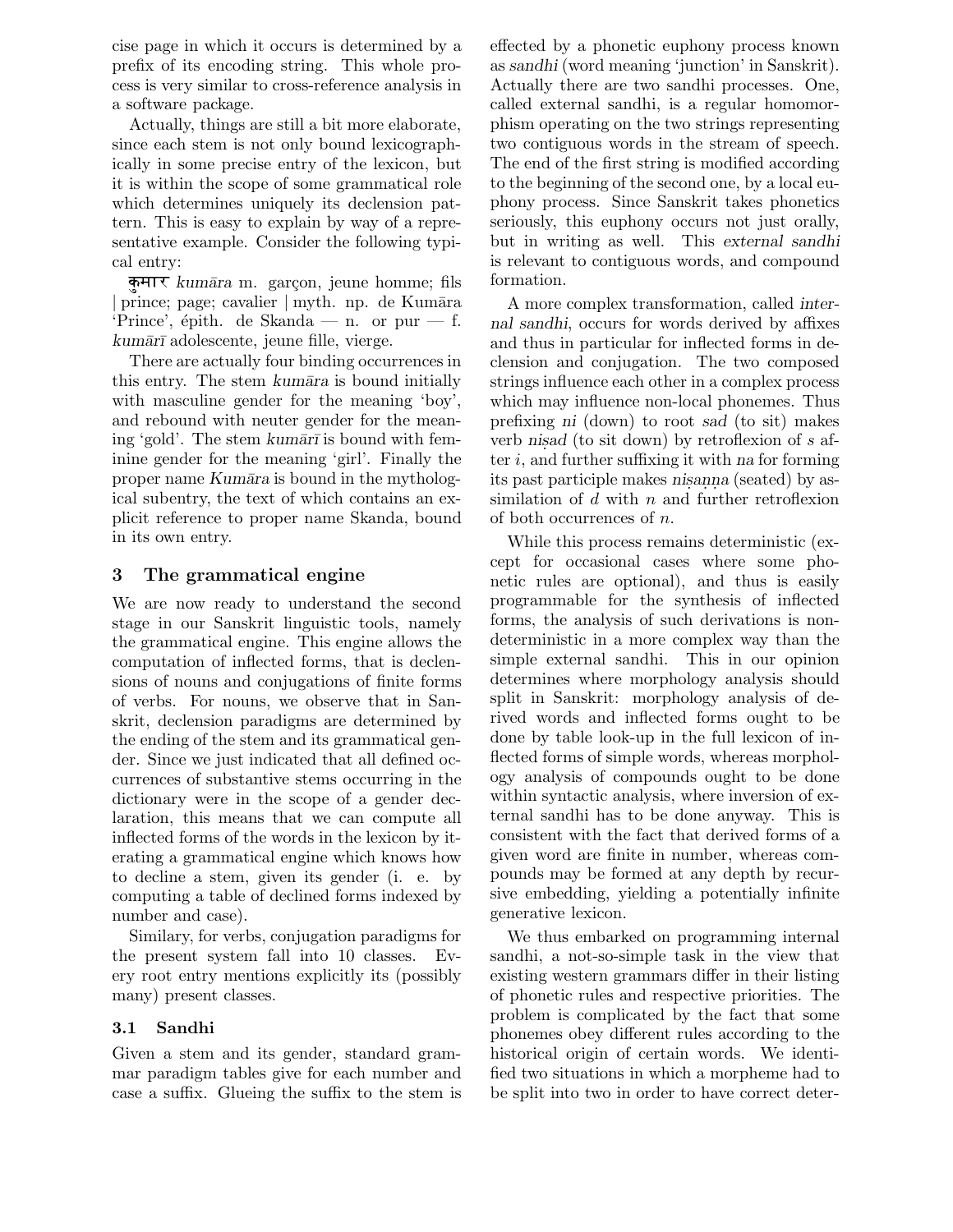cise page in which it occurs is determined by a prefix of its encoding string. This whole process is very similar to cross-reference analysis in a software package.

Actually, things are still a bit more elaborate, since each stem is not only bound lexicographically in some precise entry of the lexicon, but it is within the scope of some grammatical role which determines uniquely its declension pattern. This is easy to explain by way of a representative example. Consider the following typical entry:

कुमार *kumāra* m. garçon, jeune homme; fils | prince; page; cavalier | myth. np. de Kumāra 'Prince', épith. de Skanda — n. or pur — f. *kumārī* adolescente, jeune fille, vierge.

There are actually four binding occurrences in this entry. The stem *kumāra* is bound initially with masculine gender for the meaning 'boy', and rebound with neuter gender for the meaning 'gold'. The stem *kumārī* is bound with feminine gender for the meaning 'girl'. Finally the proper name *Kumāra* is bound in the mythological subentry, the text of which contains an explicit reference to proper name Skanda, bound in its own entry.

## 3 The grammatical engine

We are now ready to understand the second stage in our Sanskrit linguistic tools, namely the grammatical engine. This engine allows the computation of inflected forms, that is declensions of nouns and conjugations of finite forms of verbs. For nouns, we observe that in Sanskrit, declension paradigms are determined by the ending of the stem and its grammatical gender. Since we just indicated that all defined occurrences of substantive stems occurring in the dictionary were in the scope of a gender declaration, this means that we can compute all inflected forms of the words in the lexicon by iterating a grammatical engine which knows how to decline a stem, given its gender (i. e. by computing a table of declined forms indexed by number and case).

Similary, for verbs, conjugation paradigms for the present system fall into 10 classes. Every root entry mentions explicitly its (possibly many) present classes.

### 3.1 Sandhi

Given a stem and its gender, standard grammar paradigm tables give for each number and case a suffix. Glueing the suffix to the stem is effected by a phonetic euphony process known as *sandhi* (word meaning 'junction' in Sanskrit). Actually there are two sandhi processes. One, called external sandhi, is a regular homomorphism operating on the two strings representing two contiguous words in the stream of speech. The end of the first string is modified according to the beginning of the second one, by a local euphony process. Since Sanskrit takes phonetics seriously, this euphony occurs not just orally, but in writing as well. This *external sandhi* is relevant to contiguous words, and compound formation.

A more complex transformation, called *internal sandhi*, occurs for words derived by affixes and thus in particular for inflected forms in declension and conjugation. The two composed strings influence each other in a complex process which may influence non-local phonemes. Thus prefixing *ni* (down) to root *sad* (to sit) makes verb *niṣad* (to sit down) by retroflexion of *s* after *i*, and further suffixing it with *na* for forming its past participle makes *niṣaṇṇa* (seated) by assimilation of *d* with *n* and further retroflexion of both occurrences of *n*.

While this process remains deterministic (except for occasional cases where some phonetic rules are optional), and thus is easily programmable for the synthesis of inflected forms, the analysis of such derivations is non-deterministic in a more complex way than the simple external sandhi. This in our opinion determines where morphology analysis should split in Sanskrit: morphology analysis of derived words and inflected forms ought to be done by table look-up in the full lexicon of inflected forms of simple words, whereas morphology analysis of compounds ought to be done within syntactic analysis, where inversion of external sandhi has to be done anyway. This is consistent with the fact that derived forms of a given word are finite in number, whereas compounds may be formed at any depth by recursive embedding, yielding a potentially infinite generative lexicon.

We thus embarked on programming internal sandhi, a not-so-simple task in the view that existing western grammars differ in their listing of phonetic rules and respective priorities. The problem is complicated by the fact that some phonemes obey different rules according to the historical origin of certain words. We identified two situations in which a morpheme had to be split into two in order to have correct deter-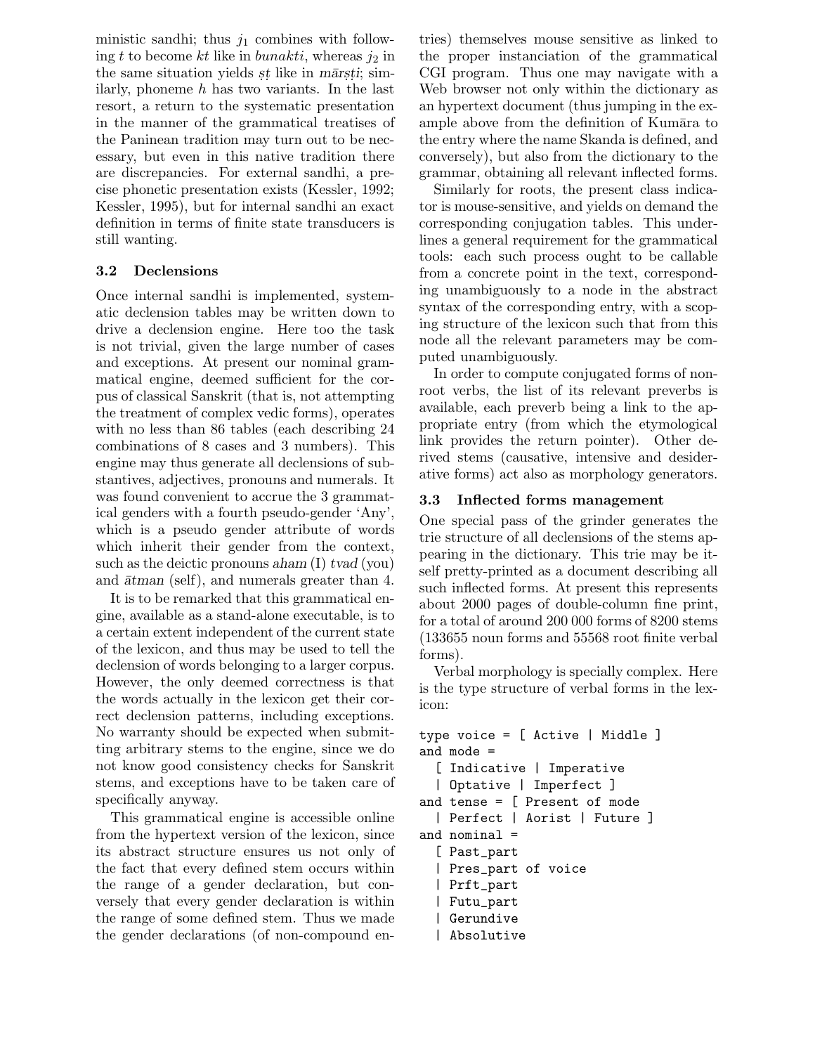ministic sandhi; thus $j_1$ combines with following $t$ to become *kt* like in *bunakti*, whereas $j_2$ in the same situation yields *ṣṭ* like in *mārṣṭi*; similarly, phoneme $h$ has two variants. In the last resort, a return to the systematic presentation in the manner of the grammatical treatises of the Paninean tradition may turn out to be necessary, but even in this native tradition there are discrepancies. For external sandhi, a precise phonetic presentation exists (Kessler, 1992; Kessler, 1995), but for internal sandhi an exact definition in terms of finite state transducers is still wanting.

### 3.2 Declensions

Once internal sandhi is implemented, systematic declension tables may be written down to drive a declension engine. Here too the task is not trivial, given the large number of cases and exceptions. At present our nominal grammatical engine, deemed sufficient for the corpus of classical Sanskrit (that is, not attempting the treatment of complex vedic forms), operates with no less than 86 tables (each describing 24 combinations of 8 cases and 3 numbers). This engine may thus generate all declensions of substantives, adjectives, pronouns and numerals. It was found convenient to accrue the 3 grammatical genders with a fourth pseudo-gender 'Any', which is a pseudo gender attribute of words which inherit their gender from the context, such as the deictic pronouns *aham* (I) *tvad* (you) and *ātman* (self), and numerals greater than 4.

It is to be remarked that this grammatical engine, available as a stand-alone executable, is to a certain extent independent of the current state of the lexicon, and thus may be used to tell the declension of words belonging to a larger corpus. However, the only deemed correctness is that the words actually in the lexicon get their correct declension patterns, including exceptions. No warranty should be expected when submitting arbitrary stems to the engine, since we do not know good consistency checks for Sanskrit stems, and exceptions have to be taken care of specifically anyway.

This grammatical engine is accessible online from the hypertext version of the lexicon, since its abstract structure ensures us not only of the fact that every defined stem occurs within the range of a gender declaration, but conversely that every gender declaration is within the range of some defined stem. Thus we made the gender declarations (of non-compound entries) themselves mouse sensitive as linked to the proper instanciation of the grammatical CGI program. Thus one may navigate with a Web browser not only within the dictionary as an hypertext document (thus jumping in the example above from the definition of Kumāra to the entry where the name Skanda is defined, and conversely), but also from the dictionary to the grammar, obtaining all relevant inflected forms.

Similarly for roots, the present class indicator is mouse-sensitive, and yields on demand the corresponding conjugation tables. This underlines a general requirement for the grammatical tools: each such process ought to be callable from a concrete point in the text, corresponding unambiguously to a node in the abstract syntax of the corresponding entry, with a scoping structure of the lexicon such that from this node all the relevant parameters may be computed unambiguously.

In order to compute conjugated forms of non-root verbs, the list of its relevant preverbs is available, each preverb being a link to the appropriate entry (from which the etymological link provides the return pointer). Other derived stems (causative, intensive and desiderative forms) act also as morphology generators.

### 3.3 Inflected forms management

One special pass of the grinder generates the trie structure of all declensions of the stems appearing in the dictionary. This trie may be itself pretty-printed as a document describing all such inflected forms. At present this represents about 2000 pages of double-column fine print, for a total of around 200 000 forms of 8200 stems (133655 noun forms and 55568 root finite verbal forms).

Verbal morphology is specially complex. Here is the type structure of verbal forms in the lexicon:

```
type voice = [ Active | Middle ]
and mode =
  [ Indicative | Imperative
  | Optative | Imperfect ]
and tense = [ Present of mode
  | Perfect | Aorist | Future ]
and nominal =
  [ Past_part
  | Pres_part of voice
  | Prft_part
  | Futu_part
  | Gerundive
  | Absolutive
```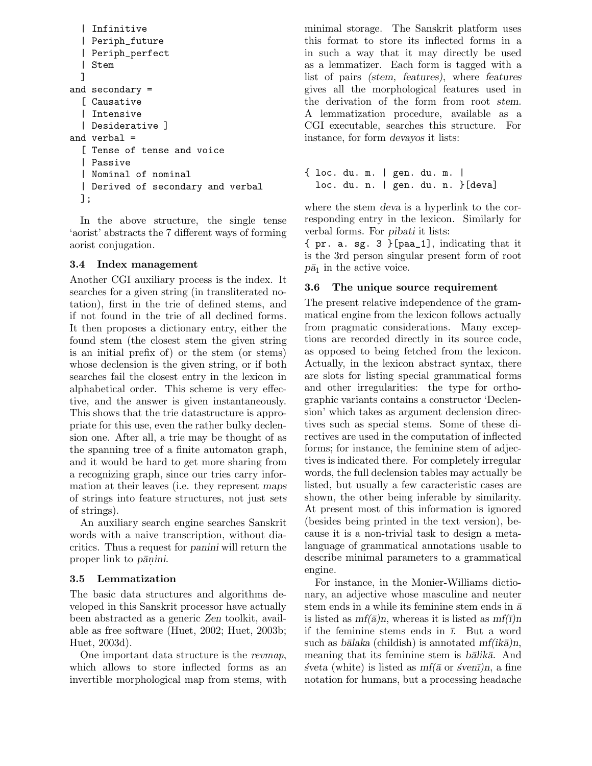```
  | Infinitive
  | Periph_future
  | Periph_perfect
  | Stem
  ]
and secondary =
  [ Causative
  | Intensive
  | Desiderative ]
and verbal =
  [ Tense of tense and voice
  | Passive
  | Nominal of nominal
  | Derived of secondary and verbal
  ];
```

In the above structure, the single tense 'aorist' abstracts the 7 different ways of forming aorist conjugation.

### 3.4 Index management

Another CGI auxiliary process is the index. It searches for a given string (in transliterated notation), first in the trie of defined stems, and if not found in the trie of all declined forms. It then proposes a dictionary entry, either the found stem (the closest stem the given string is an initial prefix of) or the stem (or stems) whose declension is the given string, or if both searches fail the closest entry in the lexicon in alphabetical order. This scheme is very effective, and the answer is given instantaneously. This shows that the trie datastructure is appropriate for this use, even the rather bulky declension one. After all, a trie may be thought of as the spanning tree of a finite automaton graph, and it would be hard to get more sharing from a recognizing graph, since our tries carry information at their leaves (i.e. they represent *maps* of strings into feature structures, not just *sets* of strings).

An auxiliary search engine searches Sanskrit words with a naive transcription, without diacritics. Thus a request for *panini* will return the proper link to *pāṇini*.

### 3.5 Lemmatization

The basic data structures and algorithms developed in this Sanskrit processor have actually been abstracted as a generic *Zen* toolkit, available as free software (Huet, 2002; Huet, 2003b; Huet, 2003d).

One important data structure is the *revmap*, which allows to store inflected forms as an invertible morphological map from stems, with minimal storage. The Sanskrit platform uses this format to store its inflected forms in a in such a way that it may directly be used as a lemmatizer. Each form is tagged with a list of pairs *(stem, features)*, where *features* gives all the morphological features used in the derivation of the form from root *stem*. A lemmatization procedure, available as a CGI executable, searches this structure. For instance, for form *devayos* it lists:

```
{ loc. du. m. | gen. du. m. |
  loc. du. n. | gen. du. n. }[deva]
```

where the stem *deva* is a hyperlink to the corresponding entry in the lexicon. Similarly for verbal forms. For *pibati* it lists:
`{ pr. a. sg. 3 }[paa_1]`, indicating that it is the 3rd person singular present form of root $pā_1$ in the active voice.

### 3.6 The unique source requirement

The present relative independence of the grammatical engine from the lexicon follows actually from pragmatic considerations. Many exceptions are recorded directly in its source code, as opposed to being fetched from the lexicon. Actually, in the lexicon abstract syntax, there are slots for listing special grammatical forms and other irregularities: the type for orthographic variants contains a constructor 'Declension' which takes as argument declension directives such as special stems. Some of these directives are used in the computation of inflected forms; for instance, the feminine stem of adjectives is indicated there. For completely irregular words, the full declension tables may actually be listed, but usually a few caracteristic cases are shown, the other being inferable by similarity. At present most of this information is ignored (besides being printed in the text version), because it is a non-trivial task to design a meta-language of grammatical annotations usable to describe minimal parameters to a grammatical engine.

For instance, in the Monier-Williams dictionary, an adjective whose masculine and neuter stem ends in *a* while its feminine stem ends in *ā* is listed as *mf(ā)n*, whereas it is listed as *mf(ī)n* if the feminine stems ends in *ī*. But a word such as *bālaka* (childish) is annotated *mf(ikā)n*, meaning that its feminine stem is *bālikā*. And *śveta* (white) is listed as *mf(ā* or *śvenī)n*, a fine notation for humans, but a processing headache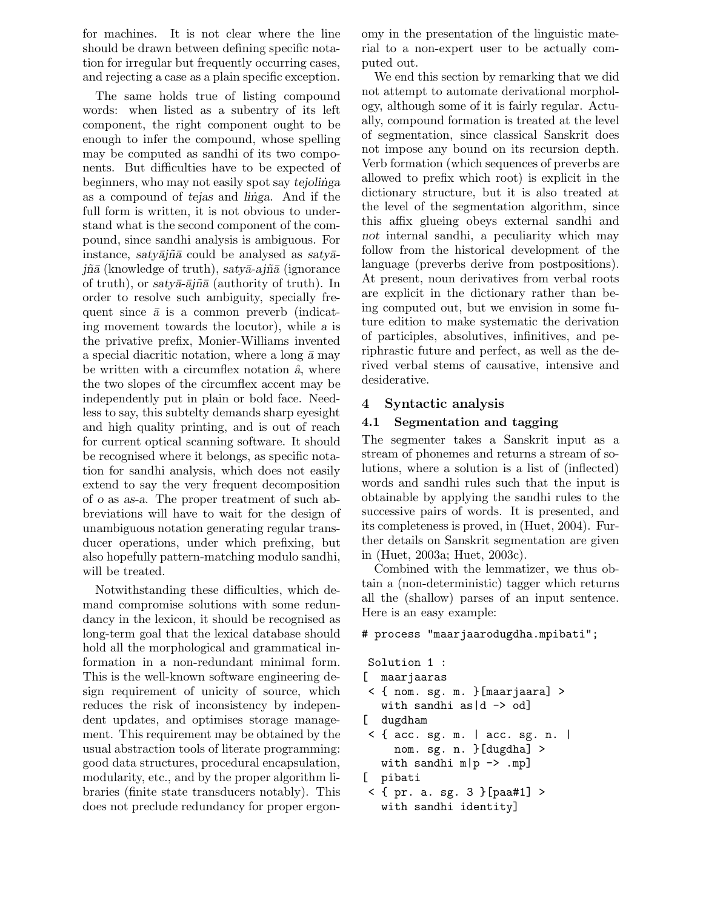for machines. It is not clear where the line should be drawn between defining specific notation for irregular but frequently occurring cases, and rejecting a case as a plain specific exception.

The same holds true of listing compound words: when listed as a subentry of its left component, the right component ought to be enough to infer the compound, whose spelling may be computed as sandhi of its two components. But difficulties have to be expected of beginners, who may not easily spot say *tejoliṅga* as a compound of *tejas* and *liṅga*. And if the full form is written, it is not obvious to understand what is the second component of the compound, since sandhi analysis is ambiguous. For instance, *satyājñā* could be analysed as *satyā-jñā* (knowledge of truth), *satyā-ajñā* (ignorance of truth), or *satyā-ājñā* (authority of truth). In order to resolve such ambiguity, specially frequent since *ā* is a common preverb (indicating movement towards the locutor), while *a* is the privative prefix, Monier-Williams invented a special diacritic notation, where a long *ā* may be written with a circumflex notation *â*, where the two slopes of the circumflex accent may be independently put in plain or bold face. Needless to say, this subtelty demands sharp eyesight and high quality printing, and is out of reach for current optical scanning software. It should be recognised where it belongs, as specific notation for sandhi analysis, which does not easily extend to say the very frequent decomposition of *o* as *as-a*. The proper treatment of such abbreviations will have to wait for the design of unambiguous notation generating regular transducer operations, under which prefixing, but also hopefully pattern-matching modulo sandhi, will be treated.

Notwithstanding these difficulties, which demand compromise solutions with some redundancy in the lexicon, it should be recognised as long-term goal that the lexical database should hold all the morphological and grammatical information in a non-redundant minimal form. This is the well-known software engineering design requirement of unicity of source, which reduces the risk of inconsistency by independent updates, and optimises storage management. This requirement may be obtained by the usual abstraction tools of literate programming: good data structures, procedural encapsulation, modularity, etc., and by the proper algorithm libraries (finite state transducers notably). This does not preclude redundancy for proper ergonomy in the presentation of the linguistic material to a non-expert user to be actually computed out.

We end this section by remarking that we did not attempt to automate derivational morphology, although some of it is fairly regular. Actually, compound formation is treated at the level of segmentation, since classical Sanskrit does not impose any bound on its recursion depth. Verb formation (which sequences of preverbs are allowed to prefix which root) is explicit in the dictionary structure, but it is also treated at the level of the segmentation algorithm, since this affix glueing obeys external sandhi and *not* internal sandhi, a peculiarity which may follow from the historical development of the language (preverbs derive from postpositions). At present, noun derivatives from verbal roots are explicit in the dictionary rather than being computed out, but we envision in some future edition to make systematic the derivation of participles, absolutives, infinitives, and periphrastic future and perfect, as well as the derived verbal stems of causative, intensive and desiderative.

## 4 Syntactic analysis

### 4.1 Segmentation and tagging

The segmenter takes a Sanskrit input as a stream of phonemes and returns a stream of solutions, where a solution is a list of (inflected) words and sandhi rules such that the input is obtainable by applying the sandhi rules to the successive pairs of words. It is presented, and its completeness is proved, in (Huet, 2004). Further details on Sanskrit segmentation are given in (Huet, 2003a; Huet, 2003c).

Combined with the lemmatizer, we thus obtain a (non-deterministic) tagger which returns all the (shallow) parses of an input sentence. Here is an easy example:

```
# process "maarjaarodugdha.mpibati";

 Solution 1 :
[  maarjaaras
 < { nom. sg. m. }[maarjaara] >
   with sandhi as|d -> od]
[  dugdham
 < { acc. sg. m. | acc. sg. n. |
     nom. sg. n. }[dugdha] >
   with sandhi m|p -> .mp]
[  pibati
 < { pr. a. sg. 3 }[paa#1] >
   with sandhi identity]
```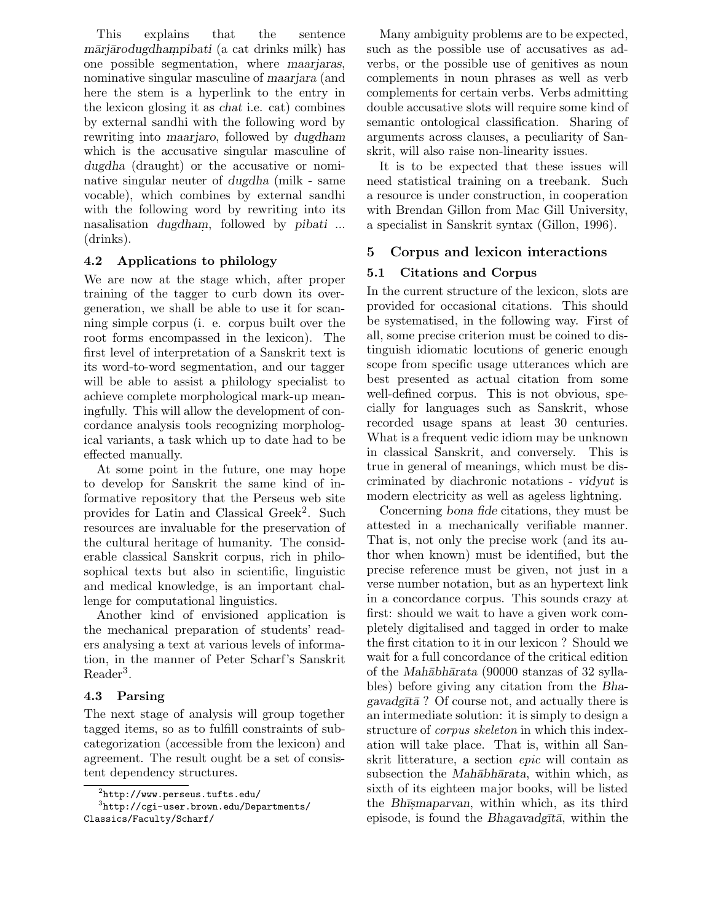This explains that the sentence *mārjārodugdhaṃpibati* (a cat drinks milk) has one possible segmentation, where *maarjaras*, nominative singular masculine of *maarjara* (and here the stem is a hyperlink to the entry in the lexicon glosing it as *chat* i.e. cat) combines by external sandhi with the following word by rewriting into *maarjaro*, followed by *dugdham* which is the accusative singular masculine of *dugdha* (draught) or the accusative or nominative singular neuter of *dugdha* (milk - same vocable), which combines by external sandhi with the following word by rewriting into its nasalisation *dugdhaṃ*, followed by *pibati* ... (drinks).

### 4.2 Applications to philology

We are now at the stage which, after proper training of the tagger to curb down its overgeneration, we shall be able to use it for scanning simple corpus (i. e. corpus built over the root forms encompassed in the lexicon). The first level of interpretation of a Sanskrit text is its word-to-word segmentation, and our tagger will be able to assist a philology specialist to achieve complete morphological mark-up meaningfully. This will allow the development of concordance analysis tools recognizing morphological variants, a task which up to date had to be effected manually.

At some point in the future, one may hope to develop for Sanskrit the same kind of informative repository that the Perseus web site provides for Latin and Classical Greek[2]. Such resources are invaluable for the preservation of the cultural heritage of humanity. The considerable classical Sanskrit corpus, rich in philosophical texts but also in scientific, linguistic and medical knowledge, is an important challenge for computational linguistics.

Another kind of envisioned application is the mechanical preparation of students' readers analysing a text at various levels of information, in the manner of Peter Scharf's Sanskrit Reader[3].

### 4.3 Parsing

The next stage of analysis will group together tagged items, so as to fulfill constraints of subcategorization (accessible from the lexicon) and agreement. The result ought be a set of consistent dependency structures.

[2] http://www.perseus.tufts.edu/

[3] http://cgi-user.brown.edu/Departments/Classics/Faculty/Scharf/

Many ambiguity problems are to be expected, such as the possible use of accusatives as adverbs, or the possible use of genitives as noun complements in noun phrases as well as verb complements for certain verbs. Verbs admitting double accusative slots will require some kind of semantic ontological classification. Sharing of arguments across clauses, a peculiarity of Sanskrit, will also raise non-linearity issues.

It is to be expected that these issues will need statistical training on a treebank. Such a resource is under construction, in cooperation with Brendan Gillon from Mac Gill University, a specialist in Sanskrit syntax (Gillon, 1996).

## 5 Corpus and lexicon interactions

### 5.1 Citations and Corpus

In the current structure of the lexicon, slots are provided for occasional citations. This should be systematised, in the following way. First of all, some precise criterion must be coined to distinguish idiomatic locutions of generic enough scope from specific usage utterances which are best presented as actual citation from some well-defined corpus. This is not obvious, specially for languages such as Sanskrit, whose recorded usage spans at least 30 centuries. What is a frequent vedic idiom may be unknown in classical Sanskrit, and conversely. This is true in general of meanings, which must be discriminated by diachronic notations - *vidyut* is modern electricity as well as ageless lightning.

Concerning *bona fide* citations, they must be attested in a mechanically verifiable manner. That is, not only the precise work (and its author when known) must be identified, but the precise reference must be given, not just in a verse number notation, but as an hypertext link in a concordance corpus. This sounds crazy at first: should we wait to have a given work completely digitalised and tagged in order to make the first citation to it in our lexicon ? Should we wait for a full concordance of the critical edition of the *Mahābhārata* (90000 stanzas of 32 syllables) before giving any citation from the *Bhagavadgītā* ? Of course not, and actually there is an intermediate solution: it is simply to design a structure of *corpus skeleton* in which this indexation will take place. That is, within all Sanskrit litterature, a section *epic* will contain as subsection the *Mahābhārata*, within which, as sixth of its eighteen major books, will be listed the *Bhīṣmaparvan*, within which, as its third episode, is found the *Bhagavadgītā*, within the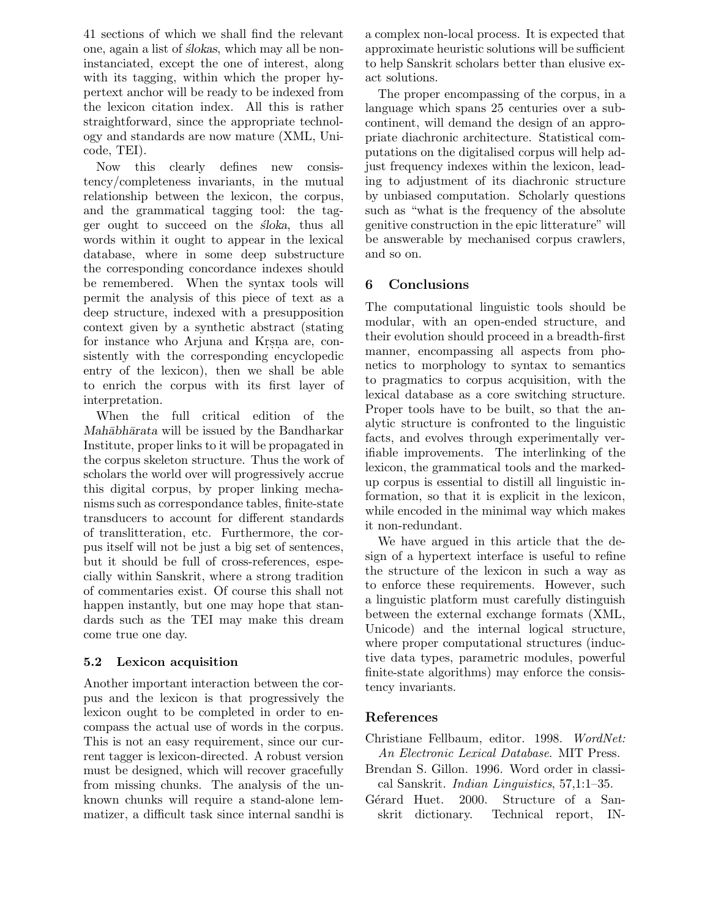41 sections of which we shall find the relevant one, again a list of *ślokas*, which may all be non-instanciated, except the one of interest, along with its tagging, within which the proper hypertext anchor will be ready to be indexed from the lexicon citation index. All this is rather straightforward, since the appropriate technology and standards are now mature (XML, Unicode, TEI).

Now this clearly defines new consistency/completeness invariants, in the mutual relationship between the lexicon, the corpus, and the grammatical tagging tool: the tagger ought to succeed on the *śloka*, thus all words within it ought to appear in the lexical database, where in some deep substructure the corresponding concordance indexes should be remembered. When the syntax tools will permit the analysis of this piece of text as a deep structure, indexed with a presupposition context given by a synthetic abstract (stating for instance who Arjuna and Kṛṣṇa are, consistently with the corresponding encyclopedic entry of the lexicon), then we shall be able to enrich the corpus with its first layer of interpretation.

When the full critical edition of the *Mahābhārata* will be issued by the Bandharkar Institute, proper links to it will be propagated in the corpus skeleton structure. Thus the work of scholars the world over will progressively accrue this digital corpus, by proper linking mechanisms such as correspondance tables, finite-state transducers to account for different standards of translitteration, etc. Furthermore, the corpus itself will not be just a big set of sentences, but it should be full of cross-references, especially within Sanskrit, where a strong tradition of commentaries exist. Of course this shall not happen instantly, but one may hope that standards such as the TEI may make this dream come true one day.

### 5.2 Lexicon acquisition

Another important interaction between the corpus and the lexicon is that progressively the lexicon ought to be completed in order to encompass the actual use of words in the corpus. This is not an easy requirement, since our current tagger is lexicon-directed. A robust version must be designed, which will recover gracefully from missing chunks. The analysis of the unknown chunks will require a stand-alone lemmatizer, a difficult task since internal sandhi is a complex non-local process. It is expected that approximate heuristic solutions will be sufficient to help Sanskrit scholars better than elusive exact solutions.

The proper encompassing of the corpus, in a language which spans 25 centuries over a subcontinent, will demand the design of an appropriate diachronic architecture. Statistical computations on the digitalised corpus will help adjust frequency indexes within the lexicon, leading to adjustment of its diachronic structure by unbiased computation. Scholarly questions such as "what is the frequency of the absolute genitive construction in the epic litterature" will be answerable by mechanised corpus crawlers, and so on.

## 6 Conclusions

The computational linguistic tools should be modular, with an open-ended structure, and their evolution should proceed in a breadth-first manner, encompassing all aspects from phonetics to morphology to syntax to semantics to pragmatics to corpus acquisition, with the lexical database as a core switching structure. Proper tools have to be built, so that the analytic structure is confronted to the linguistic facts, and evolves through experimentally verifiable improvements. The interlinking of the lexicon, the grammatical tools and the marked-up corpus is essential to distill all linguistic information, so that it is explicit in the lexicon, while encoded in the minimal way which makes it non-redundant.

We have argued in this article that the design of a hypertext interface is useful to refine the structure of the lexicon in such a way as to enforce these requirements. However, such a linguistic platform must carefully distinguish between the external exchange formats (XML, Unicode) and the internal logical structure, where proper computational structures (inductive data types, parametric modules, powerful finite-state algorithms) may enforce the consistency invariants.

## References

Christiane Fellbaum, editor. 1998. *WordNet: An Electronic Lexical Database.* MIT Press.

Brendan S. Gillon. 1996. Word order in classical Sanskrit. *Indian Linguistics*, 57,1:1–35.

Gérard Huet. 2000. Structure of a Sanskrit dictionary. Technical report, IN-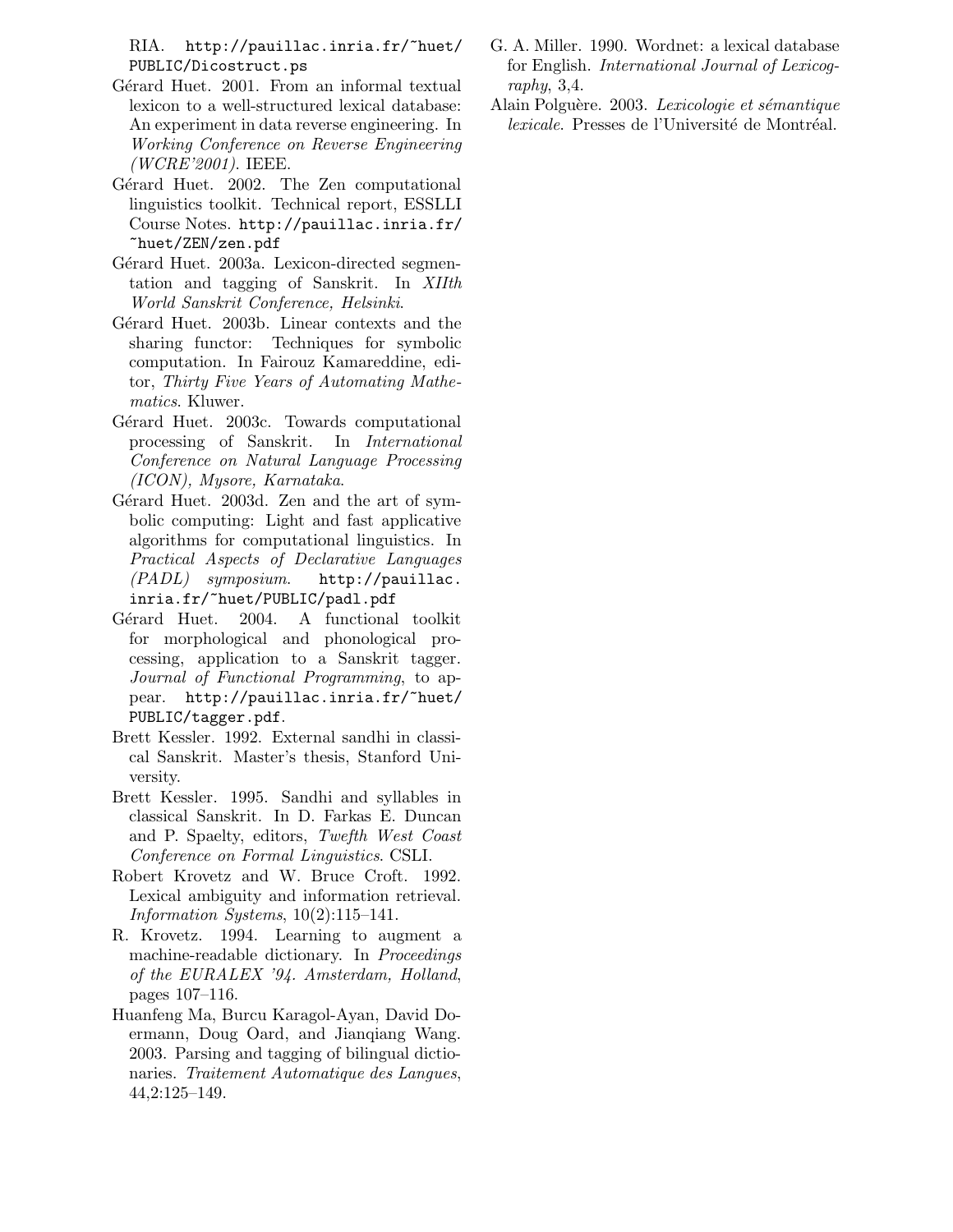RIA. http://pauillac.inria.fr/~huet/PUBLIC/Dicostruct.ps

Gérard Huet. 2001. From an informal textual lexicon to a well-structured lexical database: An experiment in data reverse engineering. In *Working Conference on Reverse Engineering (WCRE'2001)*. IEEE.

Gérard Huet. 2002. The Zen computational linguistics toolkit. Technical report, ESSLLI Course Notes. http://pauillac.inria.fr/~huet/ZEN/zen.pdf

Gérard Huet. 2003a. Lexicon-directed segmentation and tagging of Sanskrit. In *XIIth World Sanskrit Conference, Helsinki*.

Gérard Huet. 2003b. Linear contexts and the sharing functor: Techniques for symbolic computation. In Fairouz Kamareddine, editor, *Thirty Five Years of Automating Mathematics*. Kluwer.

Gérard Huet. 2003c. Towards computational processing of Sanskrit. In *International Conference on Natural Language Processing (ICON), Mysore, Karnataka*.

Gérard Huet. 2003d. Zen and the art of symbolic computing: Light and fast applicative algorithms for computational linguistics. In *Practical Aspects of Declarative Languages (PADL) symposium*. http://pauillac.inria.fr/~huet/PUBLIC/padl.pdf

Gérard Huet. 2004. A functional toolkit for morphological and phonological processing, application to a Sanskrit tagger. *Journal of Functional Programming*, to appear. http://pauillac.inria.fr/~huet/PUBLIC/tagger.pdf.

Brett Kessler. 1992. External sandhi in classical Sanskrit. Master's thesis, Stanford University.

Brett Kessler. 1995. Sandhi and syllables in classical Sanskrit. In D. Farkas E. Duncan and P. Spaelty, editors, *Twefth West Coast Conference on Formal Linguistics*. CSLI.

Robert Krovetz and W. Bruce Croft. 1992. Lexical ambiguity and information retrieval. *Information Systems*, 10(2):115–141.

R. Krovetz. 1994. Learning to augment a machine-readable dictionary. In *Proceedings of the EURALEX '94. Amsterdam, Holland*, pages 107–116.

Huanfeng Ma, Burcu Karagol-Ayan, David Doermann, Doug Oard, and Jianqiang Wang. 2003. Parsing and tagging of bilingual dictionaries. *Traitement Automatique des Langues*, 44,2:125–149.

G. A. Miller. 1990. Wordnet: a lexical database for English. *International Journal of Lexicography*, 3,4.

Alain Polguère. 2003. *Lexicologie et sémantique lexicale*. Presses de l'Université de Montréal.